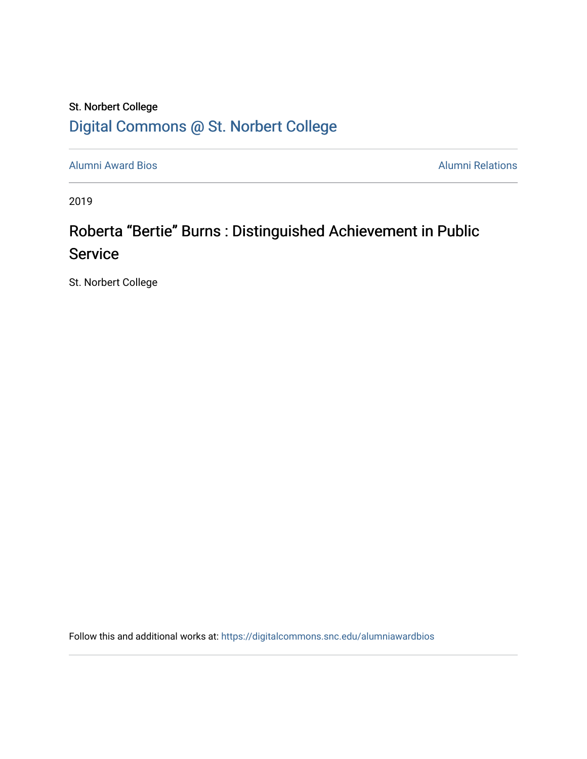St. Norbert College

Digital Commons @ St. Norbert College

Alumni Award Bios

Alumni Relations

2019

# Roberta “Bertie” Burns : Distinguished Achievement in Public Service

St. Norbert College

Follow this and additional works at: https://digitalcommons.snc.edu/alumniawardbios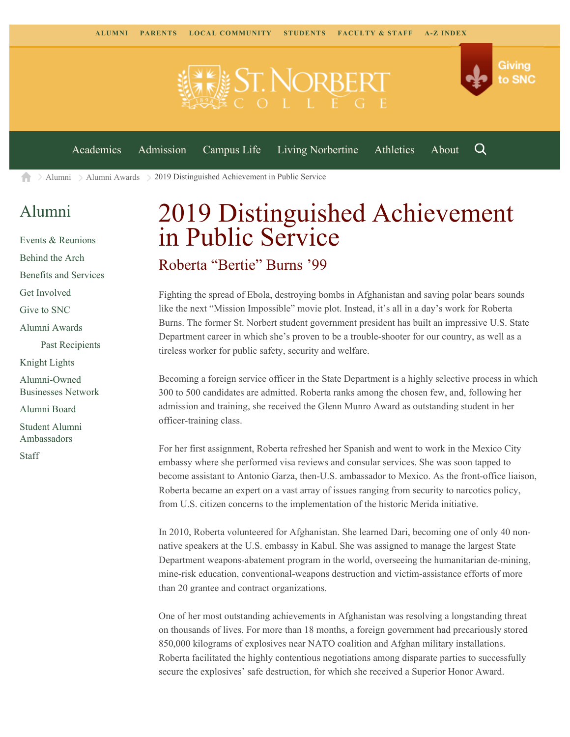ALUMNI PARENTS LOCAL COMMUNITY STUDENTS FACULTY & STAFF A-Z INDEX

St. Norbert College

Giving to SNC

Academics Admission Campus Life Living Norbertine Athletics About

Alumni > Alumni Awards > 2019 Distinguished Achievement in Public Service

## Alumni

- Events & Reunions
- Behind the Arch
- Benefits and Services
- Get Involved
- Give to SNC
- Alumni Awards
  - Past Recipients
- Knight Lights
- Alumni-Owned Businesses Network
- Alumni Board
- Student Alumni Ambassadors
- Staff

# 2019 Distinguished Achievement in Public Service

## Roberta "Bertie" Burns '99

Fighting the spread of Ebola, destroying bombs in Afghanistan and saving polar bears sounds like the next "Mission Impossible" movie plot. Instead, it's all in a day's work for Roberta Burns. The former St. Norbert student government president has built an impressive U.S. State Department career in which she's proven to be a trouble-shooter for our country, as well as a tireless worker for public safety, security and welfare.

Becoming a foreign service officer in the State Department is a highly selective process in which 300 to 500 candidates are admitted. Roberta ranks among the chosen few, and, following her admission and training, she received the Glenn Munro Award as outstanding student in her officer-training class.

For her first assignment, Roberta refreshed her Spanish and went to work in the Mexico City embassy where she performed visa reviews and consular services. She was soon tapped to become assistant to Antonio Garza, then-U.S. ambassador to Mexico. As the front-office liaison, Roberta became an expert on a vast array of issues ranging from security to narcotics policy, from U.S. citizen concerns to the implementation of the historic Merida initiative.

In 2010, Roberta volunteered for Afghanistan. She learned Dari, becoming one of only 40 non-native speakers at the U.S. embassy in Kabul. She was assigned to manage the largest State Department weapons-abatement program in the world, overseeing the humanitarian de-mining, mine-risk education, conventional-weapons destruction and victim-assistance efforts of more than 20 grantee and contract organizations.

One of her most outstanding achievements in Afghanistan was resolving a longstanding threat on thousands of lives. For more than 18 months, a foreign government had precariously stored 850,000 kilograms of explosives near NATO coalition and Afghan military installations. Roberta facilitated the highly contentious negotiations among disparate parties to successfully secure the explosives' safe destruction, for which she received a Superior Honor Award.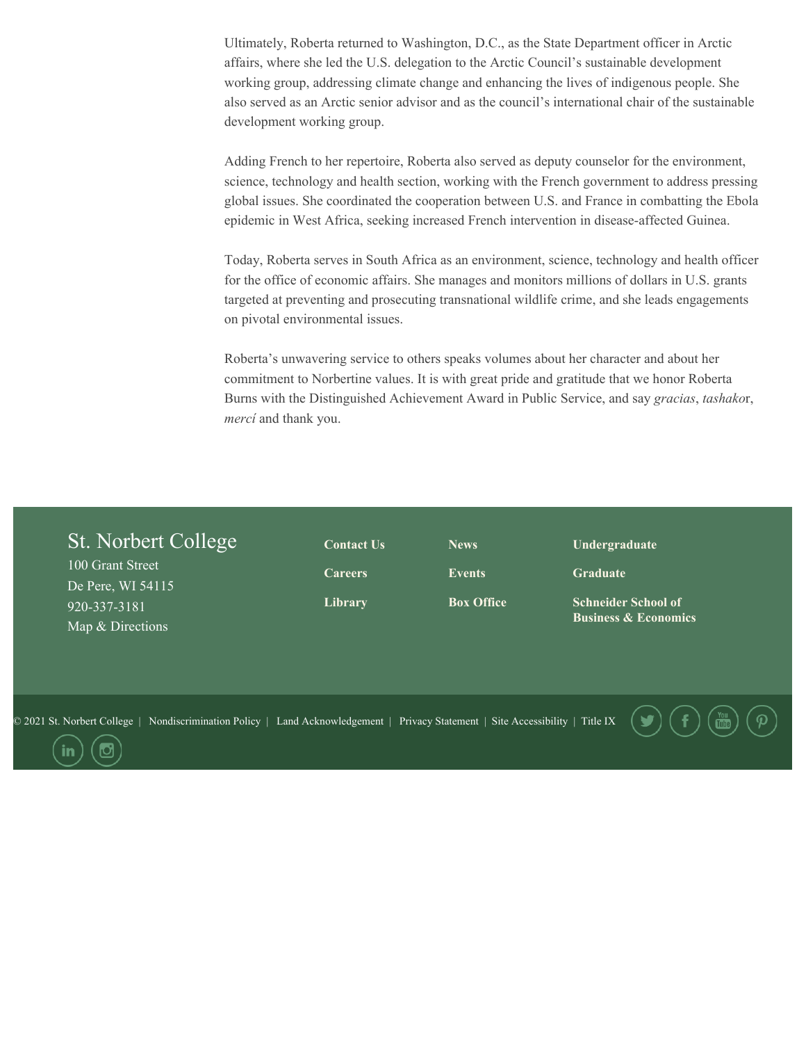Ultimately, Roberta returned to Washington, D.C., as the State Department officer in Arctic affairs, where she led the U.S. delegation to the Arctic Council's sustainable development working group, addressing climate change and enhancing the lives of indigenous people. She also served as an Arctic senior advisor and as the council's international chair of the sustainable development working group.

Adding French to her repertoire, Roberta also served as deputy counselor for the environment, science, technology and health section, working with the French government to address pressing global issues. She coordinated the cooperation between U.S. and France in combatting the Ebola epidemic in West Africa, seeking increased French intervention in disease-affected Guinea.

Today, Roberta serves in South Africa as an environment, science, technology and health officer for the office of economic affairs. She manages and monitors millions of dollars in U.S. grants targeted at preventing and prosecuting transnational wildlife crime, and she leads engagements on pivotal environmental issues.

Roberta's unwavering service to others speaks volumes about her character and about her commitment to Norbertine values. It is with great pride and gratitude that we honor Roberta Burns with the Distinguished Achievement Award in Public Service, and say *gracias*, *tashako*r, *mercí* and thank you.

St. Norbert College
100 Grant Street
De Pere, WI 54115
920-337-3181
Map & Directions

**Contact Us**
**Careers**
**Library**
**News**
**Events**
**Box Office**
**Undergraduate**
**Graduate**
**Schneider School of Business & Economics**

© 2021 St. Norbert College | Nondiscrimination Policy | Land Acknowledgement | Privacy Statement | Site Accessibility | Title IX